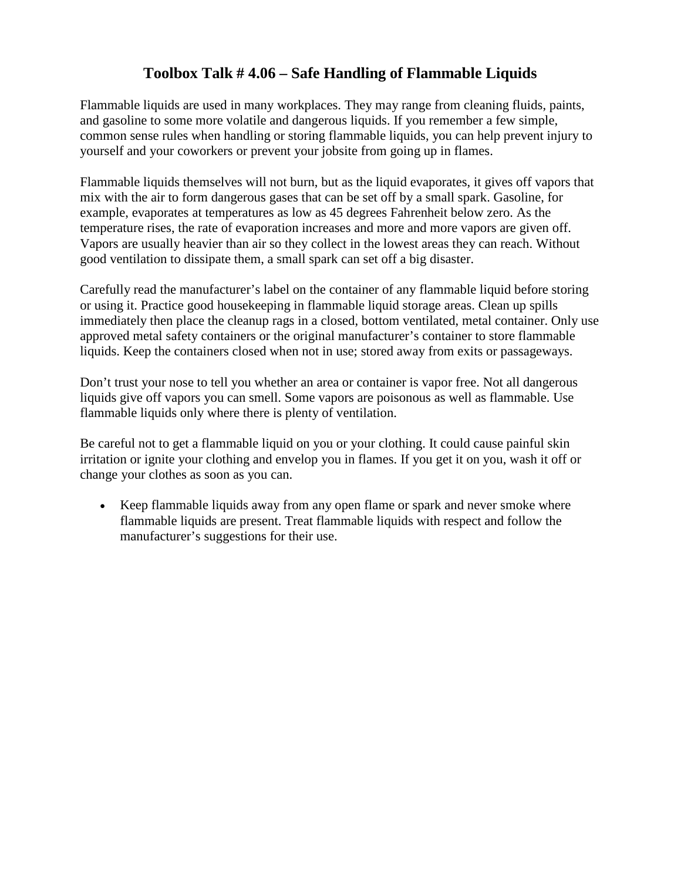# Toolbox Talk # 4.06 – Safe Handling of Flammable Liquids

Flammable liquids are used in many workplaces. They may range from cleaning fluids, paints, and gasoline to some more volatile and dangerous liquids. If you remember a few simple, common sense rules when handling or storing flammable liquids, you can help prevent injury to yourself and your coworkers or prevent your jobsite from going up in flames.

Flammable liquids themselves will not burn, but as the liquid evaporates, it gives off vapors that mix with the air to form dangerous gases that can be set off by a small spark. Gasoline, for example, evaporates at temperatures as low as 45 degrees Fahrenheit below zero. As the temperature rises, the rate of evaporation increases and more and more vapors are given off. Vapors are usually heavier than air so they collect in the lowest areas they can reach. Without good ventilation to dissipate them, a small spark can set off a big disaster.

Carefully read the manufacturer's label on the container of any flammable liquid before storing or using it. Practice good housekeeping in flammable liquid storage areas. Clean up spills immediately then place the cleanup rags in a closed, bottom ventilated, metal container. Only use approved metal safety containers or the original manufacturer's container to store flammable liquids. Keep the containers closed when not in use; stored away from exits or passageways.

Don't trust your nose to tell you whether an area or container is vapor free. Not all dangerous liquids give off vapors you can smell. Some vapors are poisonous as well as flammable. Use flammable liquids only where there is plenty of ventilation.

Be careful not to get a flammable liquid on you or your clothing. It could cause painful skin irritation or ignite your clothing and envelop you in flames. If you get it on you, wash it off or change your clothes as soon as you can.

- Keep flammable liquids away from any open flame or spark and never smoke where flammable liquids are present. Treat flammable liquids with respect and follow the manufacturer's suggestions for their use.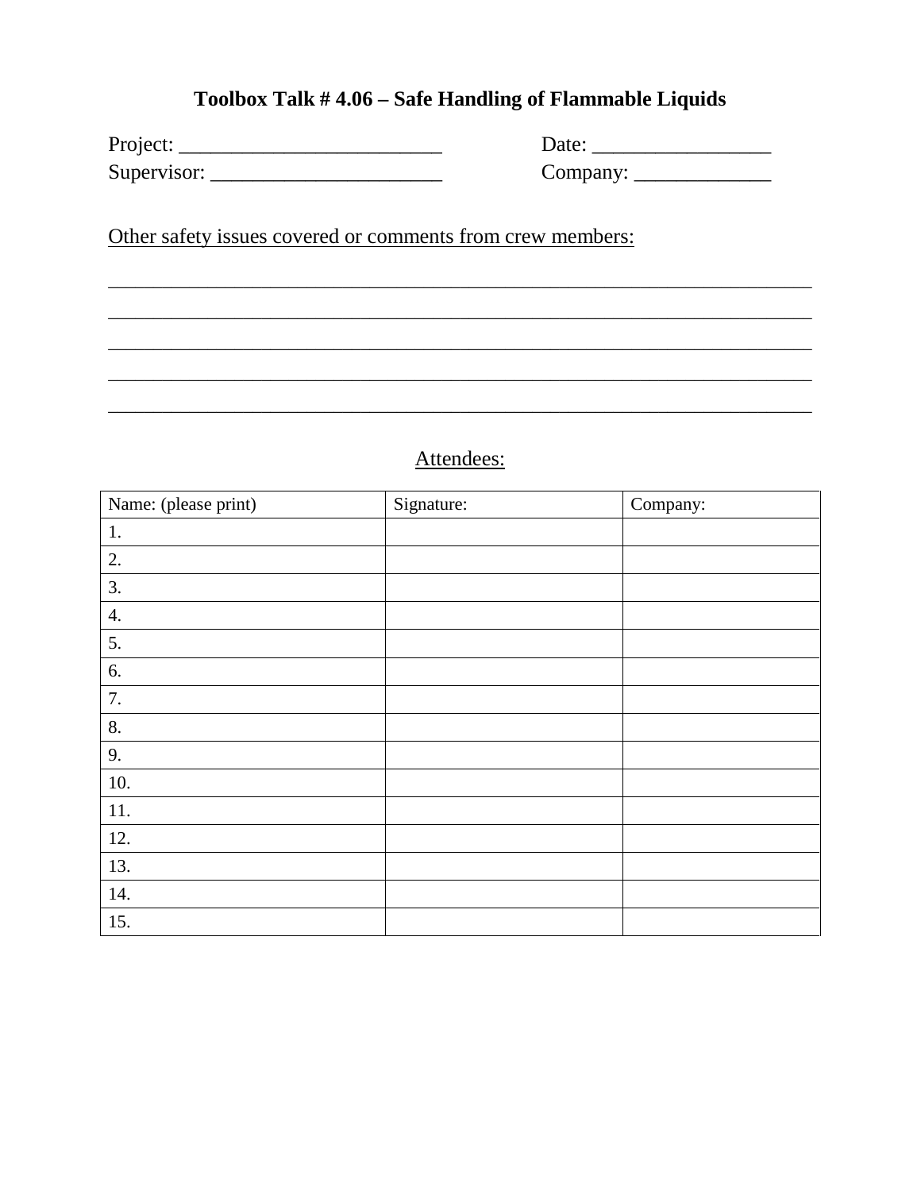**Toolbox Talk # 4.06 – Safe Handling of Flammable Liquids**

Project: _________________________ Date: _________________

Supervisor: ______________________ Company: _____________

Other safety issues covered or comments from crew members:

___________________________________________________________________________

___________________________________________________________________________

___________________________________________________________________________

___________________________________________________________________________

___________________________________________________________________________

Attendees:

| Name: (please print) | Signature: | Company: |
|---|---|---|
| 1. | | |
| 2. | | |
| 3. | | |
| 4. | | |
| 5. | | |
| 6. | | |
| 7. | | |
| 8. | | |
| 9. | | |
| 10. | | |
| 11. | | |
| 12. | | |
| 13. | | |
| 14. | | |
| 15. | | |